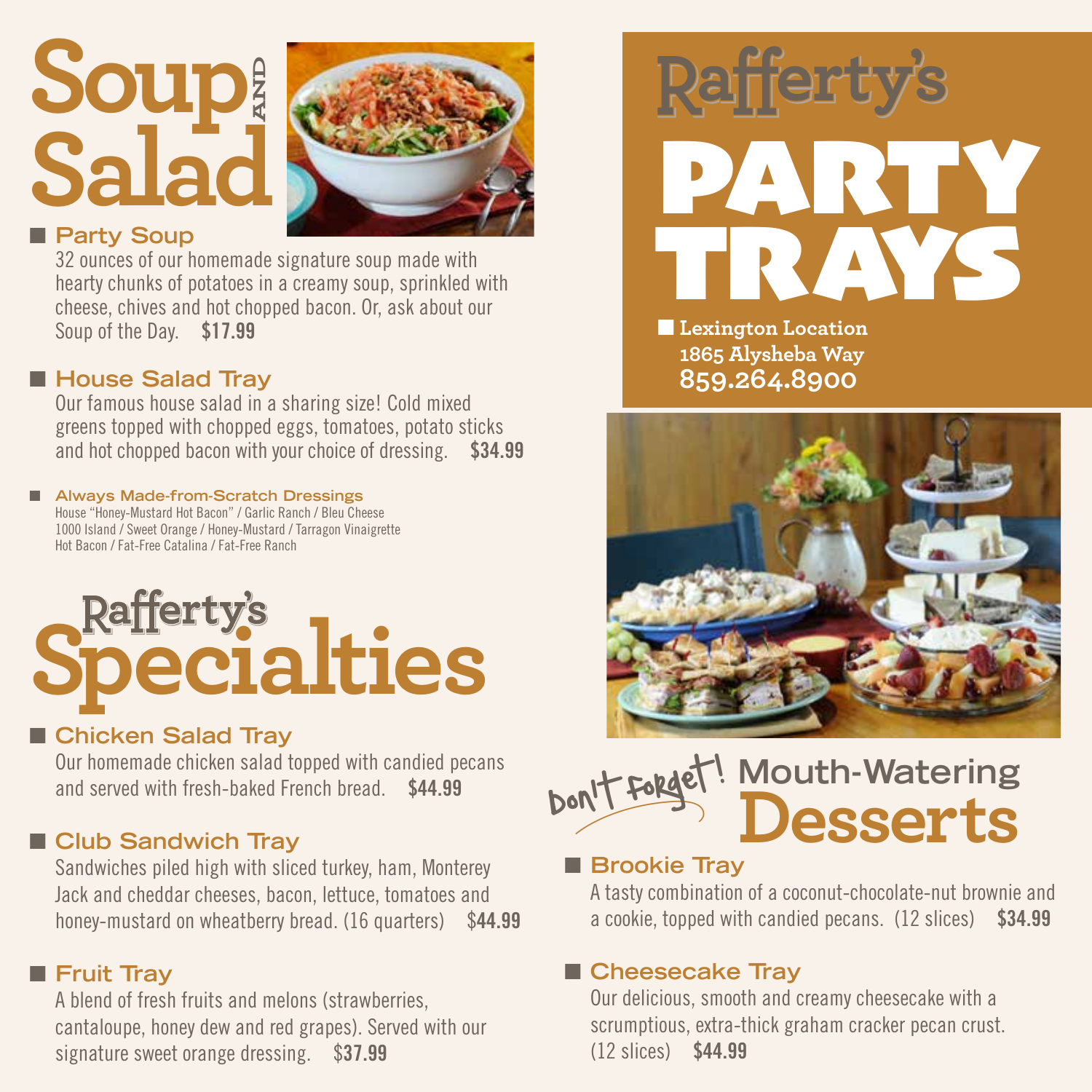# Soup AND Salad

## Party Soup

32 ounces of our homemade signature soup made with hearty chunks of potatoes in a creamy soup, sprinkled with cheese, chives and hot chopped bacon. Or, ask about our Soup of the Day. **$17.99**

## House Salad Tray

Our famous house salad in a sharing size! Cold mixed greens topped with chopped eggs, tomatoes, potato sticks and hot chopped bacon with your choice of dressing. **$34.99**

### Always Made-from-Scratch Dressings

House "Honey-Mustard Hot Bacon" / Garlic Ranch / Bleu Cheese
1000 Island / Sweet Orange / Honey-Mustard / Tarragon Vinaigrette
Hot Bacon / Fat-Free Catalina / Fat-Free Ranch

# Rafferty's Specialties

## Chicken Salad Tray

Our homemade chicken salad topped with candied pecans and served with fresh-baked French bread. **$44.99**

## Club Sandwich Tray

Sandwiches piled high with sliced turkey, ham, Monterey Jack and cheddar cheeses, bacon, lettuce, tomatoes and honey-mustard on wheatberry bread. (16 quarters) **$44.99**

## Fruit Tray

A blend of fresh fruits and melons (strawberries, cantaloupe, honey dew and red grapes). Served with our signature sweet orange dressing. **$37.99**

# Rafferty's PARTY TRAYS

**Lexington Location**
**1865 Alysheba Way**
**859.264.8900**

# Don't Forget! Mouth-Watering Desserts

## Brookie Tray

A tasty combination of a coconut-chocolate-nut brownie and a cookie, topped with candied pecans. (12 slices) **$34.99**

## Cheesecake Tray

Our delicious, smooth and creamy cheesecake with a scrumptious, extra-thick graham cracker pecan crust. (12 slices) **$44.99**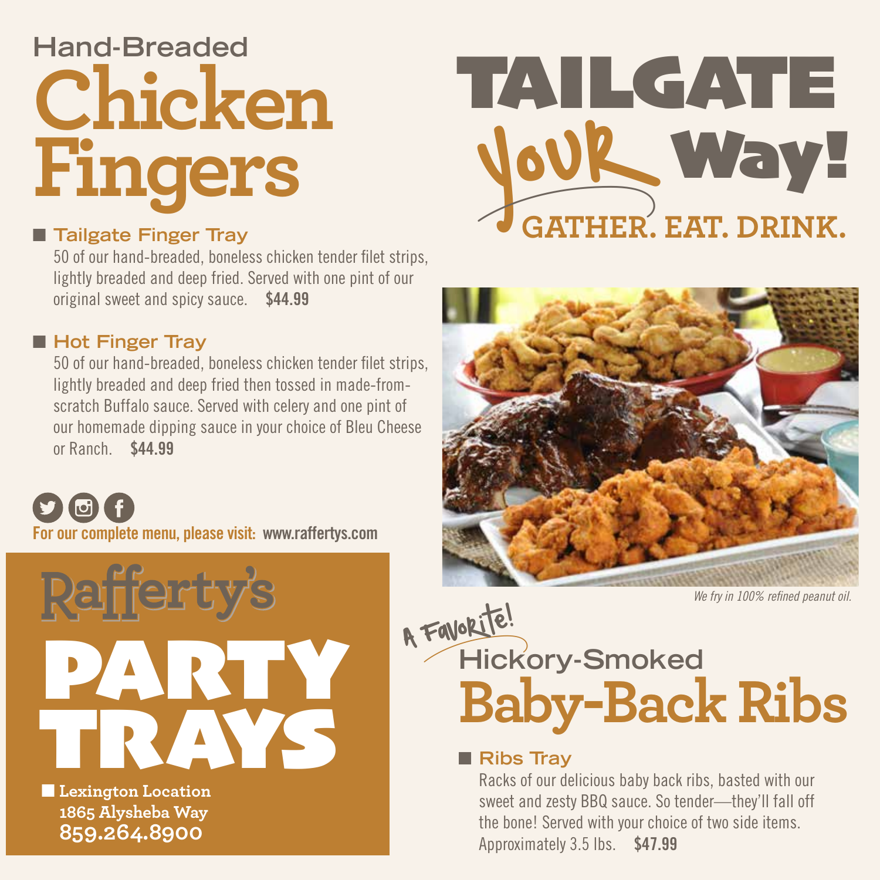## Hand-Breaded
# Chicken Fingers

### Tailgate Finger Tray

50 of our hand-breaded, boneless chicken tender filet strips, lightly breaded and deep fried. Served with one pint of our original sweet and spicy sauce. **$44.99**

### Hot Finger Tray

50 of our hand-breaded, boneless chicken tender filet strips, lightly breaded and deep fried then tossed in made-from-scratch Buffalo sauce. Served with celery and one pint of our homemade dipping sauce in your choice of Bleu Cheese or Ranch. **$44.99**

**For our complete menu, please visit: www.raffertys.com**

# Rafferty's PARTY TRAYS

**Lexington Location**
**1865 Alysheba Way**
**859.264.8900**

# TAILGATE Your Way!

## GATHER. EAT. DRINK.

*We fry in 100% refined peanut oil.*

A Favorite!

## Hickory-Smoked
# Baby-Back Ribs

### Ribs Tray

Racks of our delicious baby back ribs, basted with our sweet and zesty BBQ sauce. So tender—they'll fall off the bone! Served with your choice of two side items. Approximately 3.5 lbs. **$47.99**